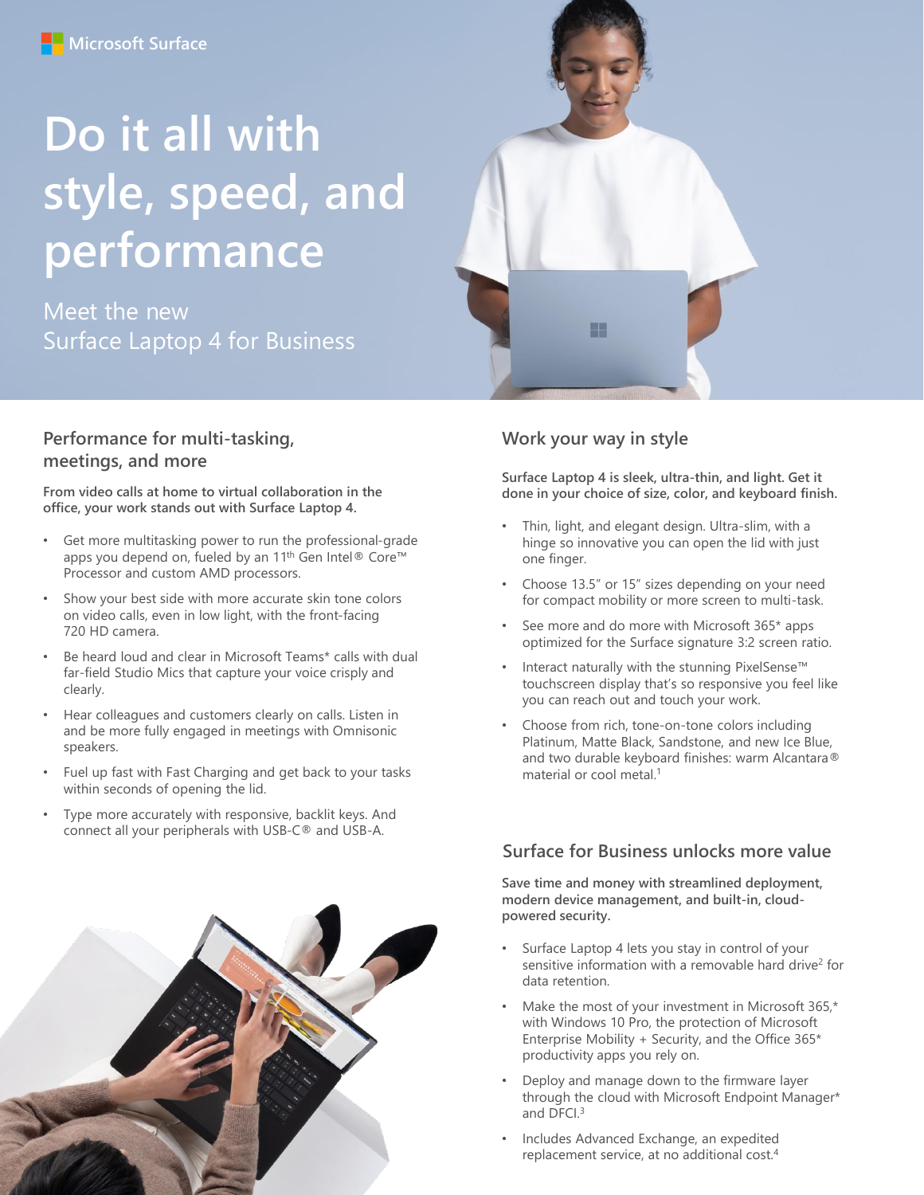Microsoft Surface

# Do it all with style, speed, and performance

Meet the new Surface Laptop 4 for Business

## Performance for multi-tasking, meetings, and more

**From video calls at home to virtual collaboration in the office, your work stands out with Surface Laptop 4.**

- Get more multitasking power to run the professional-grade apps you depend on, fueled by an 11th Gen Intel® Core™ Processor and custom AMD processors.
- Show your best side with more accurate skin tone colors on video calls, even in low light, with the front-facing 720 HD camera.
- Be heard loud and clear in Microsoft Teams* calls with dual far-field Studio Mics that capture your voice crisply and clearly.
- Hear colleagues and customers clearly on calls. Listen in and be more fully engaged in meetings with Omnisonic speakers.
- Fuel up fast with Fast Charging and get back to your tasks within seconds of opening the lid.
- Type more accurately with responsive, backlit keys. And connect all your peripherals with USB-C® and USB-A.

## Work your way in style

**Surface Laptop 4 is sleek, ultra-thin, and light. Get it done in your choice of size, color, and keyboard finish.**

- Thin, light, and elegant design. Ultra-slim, with a hinge so innovative you can open the lid with just one finger.
- Choose 13.5" or 15" sizes depending on your need for compact mobility or more screen to multi-task.
- See more and do more with Microsoft 365* apps optimized for the Surface signature 3:2 screen ratio.
- Interact naturally with the stunning PixelSense™ touchscreen display that's so responsive you feel like you can reach out and touch your work.
- Choose from rich, tone-on-tone colors including Platinum, Matte Black, Sandstone, and new Ice Blue, and two durable keyboard finishes: warm Alcantara® material or cool metal.[1]

## Surface for Business unlocks more value

**Save time and money with streamlined deployment, modern device management, and built-in, cloud-powered security.**

- Surface Laptop 4 lets you stay in control of your sensitive information with a removable hard drive[2] for data retention.
- Make the most of your investment in Microsoft 365,* with Windows 10 Pro, the protection of Microsoft Enterprise Mobility + Security, and the Office 365* productivity apps you rely on.
- Deploy and manage down to the firmware layer through the cloud with Microsoft Endpoint Manager* and DFCI.[3]
- Includes Advanced Exchange, an expedited replacement service, at no additional cost.[4]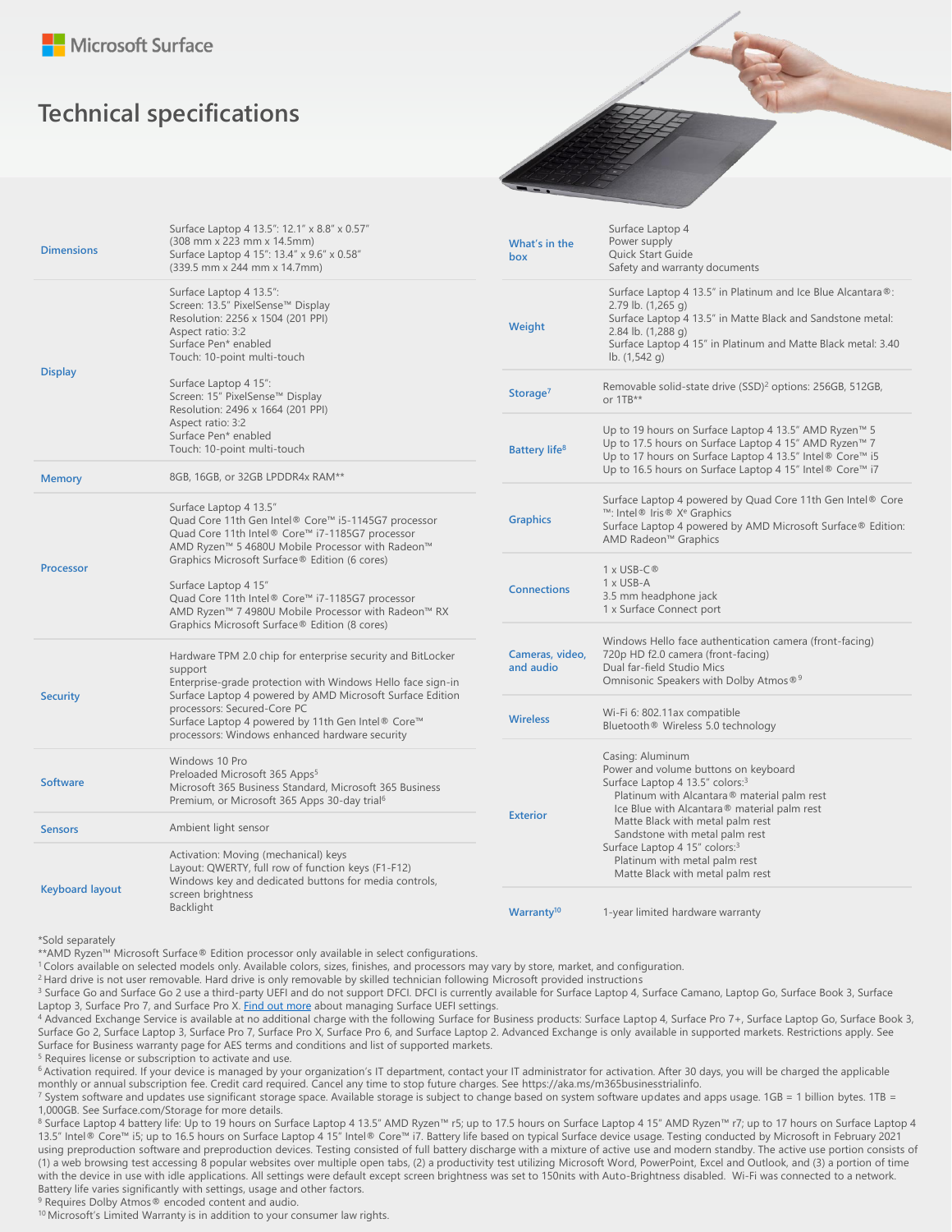Microsoft Surface

# Technical specifications

| | |
|---|---|
| **Dimensions** | Surface Laptop 4 13.5": 12.1" x 8.8" x 0.57" (308 mm x 223 mm x 14.5mm)<br>Surface Laptop 4 15": 13.4" x 9.6" x 0.58" (339.5 mm x 244 mm x 14.7mm) |
| **Display** | Surface Laptop 4 13.5":<br>Screen: 13.5" PixelSense™ Display<br>Resolution: 2256 x 1504 (201 PPI)<br>Aspect ratio: 3:2<br>Surface Pen* enabled<br>Touch: 10-point multi-touch<br><br>Surface Laptop 4 15":<br>Screen: 15" PixelSense™ Display<br>Resolution: 2496 x 1664 (201 PPI)<br>Aspect ratio: 3:2<br>Surface Pen* enabled<br>Touch: 10-point multi-touch |
| **Memory** | 8GB, 16GB, or 32GB LPDDR4x RAM** |
| **Processor** | Surface Laptop 4 13.5"<br>Quad Core 11th Gen Intel® Core™ i5-1145G7 processor<br>Quad Core 11th Intel® Core™ i7-1185G7 processor<br>AMD Ryzen™ 5 4680U Mobile Processor with Radeon™ Graphics Microsoft Surface® Edition (6 cores)<br><br>Surface Laptop 4 15"<br>Quad Core 11th Intel® Core™ i7-1185G7 processor<br>AMD Ryzen™ 7 4980U Mobile Processor with Radeon™ RX Graphics Microsoft Surface® Edition (8 cores) |
| **Security** | Hardware TPM 2.0 chip for enterprise security and BitLocker support<br>Enterprise-grade protection with Windows Hello face sign-in<br>Surface Laptop 4 powered by AMD Microsoft Surface Edition processors: Secured-Core PC<br>Surface Laptop 4 powered by 11th Gen Intel® Core™ processors: Windows enhanced hardware security |
| **Software** | Windows 10 Pro<br>Preloaded Microsoft 365 Apps[5]<br>Microsoft 365 Business Standard, Microsoft 365 Business Premium, or Microsoft 365 Apps 30-day trial[6] |
| **Sensors** | Ambient light sensor |
| **Keyboard layout** | Activation: Moving (mechanical) keys<br>Layout: QWERTY, full row of function keys (F1-F12)<br>Windows key and dedicated buttons for media controls, screen brightness<br>Backlight |
| **What's in the box** | Surface Laptop 4<br>Power supply<br>Quick Start Guide<br>Safety and warranty documents |
| **Weight** | Surface Laptop 4 13.5" in Platinum and Ice Blue Alcantara®: 2.79 lb. (1,265 g)<br>Surface Laptop 4 13.5" in Matte Black and Sandstone metal: 2.84 lb. (1,288 g)<br>Surface Laptop 4 15" in Platinum and Matte Black metal: 3.40 lb. (1,542 g) |
| **Storage[7]** | Removable solid-state drive (SSD)[2] options: 256GB, 512GB, or 1TB** |
| **Battery life[8]** | Up to 19 hours on Surface Laptop 4 13.5" AMD Ryzen™ 5<br>Up to 17.5 hours on Surface Laptop 4 15" AMD Ryzen™ 7<br>Up to 17 hours on Surface Laptop 4 13.5" Intel® Core™ i5<br>Up to 16.5 hours on Surface Laptop 4 15" Intel® Core™ i7 |
| **Graphics** | Surface Laptop 4 powered by Quad Core 11th Gen Intel® Core ™: Intel® Iris® Xᵉ Graphics<br>Surface Laptop 4 powered by AMD Microsoft Surface® Edition: AMD Radeon™ Graphics |
| **Connections** | 1 x USB-C®<br>1 x USB-A<br>3.5 mm headphone jack<br>1 x Surface Connect port |
| **Cameras, video, and audio** | Windows Hello face authentication camera (front-facing)<br>720p HD f2.0 camera (front-facing)<br>Dual far-field Studio Mics<br>Omnisonic Speakers with Dolby Atmos®[9] |
| **Wireless** | Wi-Fi 6: 802.11ax compatible<br>Bluetooth® Wireless 5.0 technology |
| **Exterior** | Casing: Aluminum<br>Power and volume buttons on keyboard<br>Surface Laptop 4 13.5" colors:[3]<br>Platinum with Alcantara® material palm rest<br>Ice Blue with Alcantara® material palm rest<br>Matte Black with metal palm rest<br>Sandstone with metal palm rest<br>Surface Laptop 4 15" colors:[3]<br>Platinum with metal palm rest<br>Matte Black with metal palm rest |
| **Warranty[10]** | 1-year limited hardware warranty |

*Sold separately
**AMD Ryzen™ Microsoft Surface® Edition processor only available in select configurations.
[1] Colors available on selected models only. Available colors, sizes, finishes, and processors may vary by store, market, and configuration.
[2] Hard drive is not user removable. Hard drive is only removable by skilled technician following Microsoft provided instructions
[3] Surface Go and Surface Go 2 use a third-party UEFI and do not support DFCI. DFCI is currently available for Surface Laptop 4, Surface Camano, Laptop Go, Surface Book 3, Surface Laptop 3, Surface Pro 7, and Surface Pro X. Find out more about managing Surface UEFI settings.
[4] Advanced Exchange Service is available at no additional charge with the following Surface for Business products: Surface Laptop 4, Surface Pro 7+, Surface Laptop Go, Surface Book 3, Surface Go 2, Surface Laptop 3, Surface Pro 7, Surface Pro X, Surface Pro 6, and Surface Laptop 2. Advanced Exchange is only available in supported markets. Restrictions apply. See Surface for Business warranty page for AES terms and conditions and list of supported markets.
[5] Requires license or subscription to activate and use.
[6] Activation required. If your device is managed by your organization's IT department, contact your IT administrator for activation. After 30 days, you will be charged the applicable monthly or annual subscription fee. Credit card required. Cancel any time to stop future charges. See https://aka.ms/m365businesstrialinfo.
[7] System software and updates use significant storage space. Available storage is subject to change based on system software updates and apps usage. 1GB = 1 billion bytes. 1TB = 1,000GB. See Surface.com/Storage for more details.
[8] Surface Laptop 4 battery life: Up to 19 hours on Surface Laptop 4 13.5" AMD Ryzen™ r5; up to 17.5 hours on Surface Laptop 4 15" AMD Ryzen™ r7; up to 17 hours on Surface Laptop 4 13.5" Intel® Core™ i5; up to 16.5 hours on Surface Laptop 4 15" Intel® Core™ i7. Battery life based on typical Surface device usage. Testing conducted by Microsoft in February 2021 using preproduction software and preproduction devices. Testing consisted of full battery discharge with a mixture of active use and modern standby. The active use portion consists of (1) a web browsing test accessing 8 popular websites over multiple open tabs, (2) a productivity test utilizing Microsoft Word, PowerPoint, Excel and Outlook, and (3) a portion of time with the device in use with idle applications. All settings were default except screen brightness was set to 150nits with Auto-Brightness disabled. Wi-Fi was connected to a network. Battery life varies significantly with settings, usage and other factors.
[9] Requires Dolby Atmos® encoded content and audio.
[10] Microsoft's Limited Warranty is in addition to your consumer law rights.